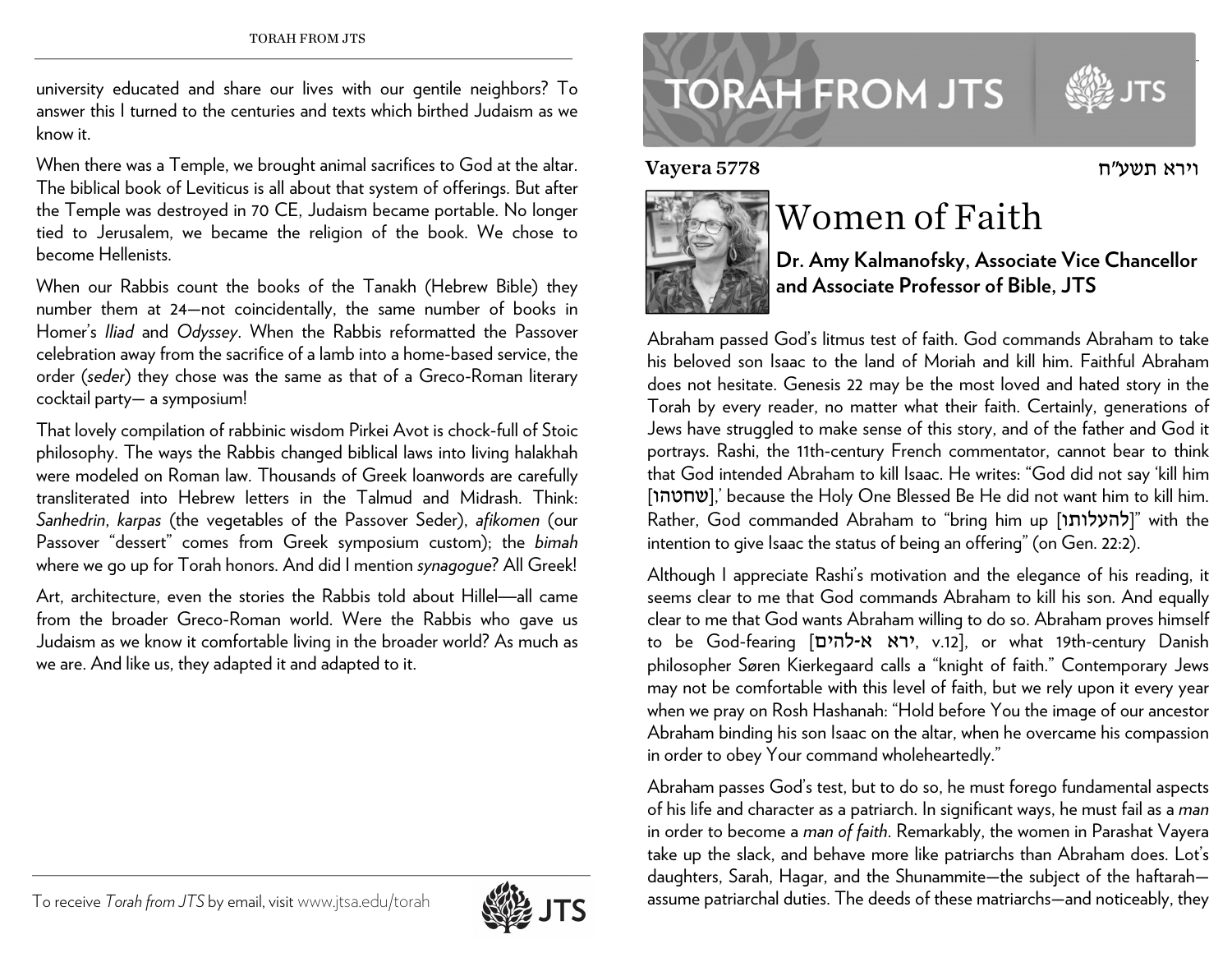university educated and share our lives with our gentile neighbors? To answer this I turned to the centuries and texts which birthed Judaism as we know it.

When there was a Temple, we brought animal sacrifices to God at the altar. The biblical book of Leviticus is all about that system of offerings. But after the Temple was destroyed in 70 CE, Judaism became portable. No longer tied to Jerusalem, we became the religion of the book. We chose to become Hellenists.

When our Rabbis count the books of the Tanakh (Hebrew Bible) they number them at 24—not coincidentally, the same number of books in Homer's *Iliad* and *Odyssey*. When the Rabbis reformatted the Passover celebration away from the sacrifice of a lamb into a home-based service, the order (*seder*) they chose was the same as that of a Greco-Roman literary cocktail party— a symposium!

That lovely compilation of rabbinic wisdom Pirkei Avot is chock-full of Stoic philosophy. The ways the Rabbis changed biblical laws into living halakhah were modeled on Roman law. Thousands of Greek loanwords are carefully transliterated into Hebrew letters in the Talmud and Midrash. Think: *Sanhedrin*, *karpas* (the vegetables of the Passover Seder), *afikomen* (our Passover "dessert" comes from Greek symposium custom); the *bimah* where we go up for Torah honors. And did I mention *synagogue*? All Greek!

Art, architecture, even the stories the Rabbis told about Hillel—all came from the broader Greco-Roman world. Were the Rabbis who gave us Judaism as we know it comfortable living in the broader world? As much as we are. And like us, they adapted it and adapted to it.

To receive *Torah from JTS* by email, visit www.jtsa.edu/torah

# TORAH FROM JTS

**Vayera 5778** וירא תשע״ח

## Women of Faith

**Dr. Amy Kalmanofsky, Associate Vice Chancellor and Associate Professor of Bible, JTS**

Abraham passed God's litmus test of faith. God commands Abraham to take his beloved son Isaac to the land of Moriah and kill him. Faithful Abraham does not hesitate. Genesis 22 may be the most loved and hated story in the Torah by every reader, no matter what their faith. Certainly, generations of Jews have struggled to make sense of this story, and of the father and God it portrays. Rashi, the 11th-century French commentator, cannot bear to think that God intended Abraham to kill Isaac. He writes: "God did not say 'kill him [שחטהו],' because the Holy One Blessed Be He did not want him to kill him. Rather, God commanded Abraham to "bring him up [להעלותו]" with the intention to give Isaac the status of being an offering" (on Gen. 22:2).

Although I appreciate Rashi's motivation and the elegance of his reading, it seems clear to me that God commands Abraham to kill his son. And equally clear to me that God wants Abraham willing to do so. Abraham proves himself to be God-fearing [ירא א-להים, v.12], or what 19th-century Danish philosopher Søren Kierkegaard calls a "knight of faith." Contemporary Jews may not be comfortable with this level of faith, but we rely upon it every year when we pray on Rosh Hashanah: "Hold before You the image of our ancestor Abraham binding his son Isaac on the altar, when he overcame his compassion in order to obey Your command wholeheartedly."

Abraham passes God's test, but to do so, he must forego fundamental aspects of his life and character as a patriarch. In significant ways, he must fail as a *man* in order to become a *man of faith*. Remarkably, the women in Parashat Vayera take up the slack, and behave more like patriarchs than Abraham does. Lot's daughters, Sarah, Hagar, and the Shunammite—the subject of the haftarah—assume patriarchal duties. The deeds of these matriarchs—and noticeably, they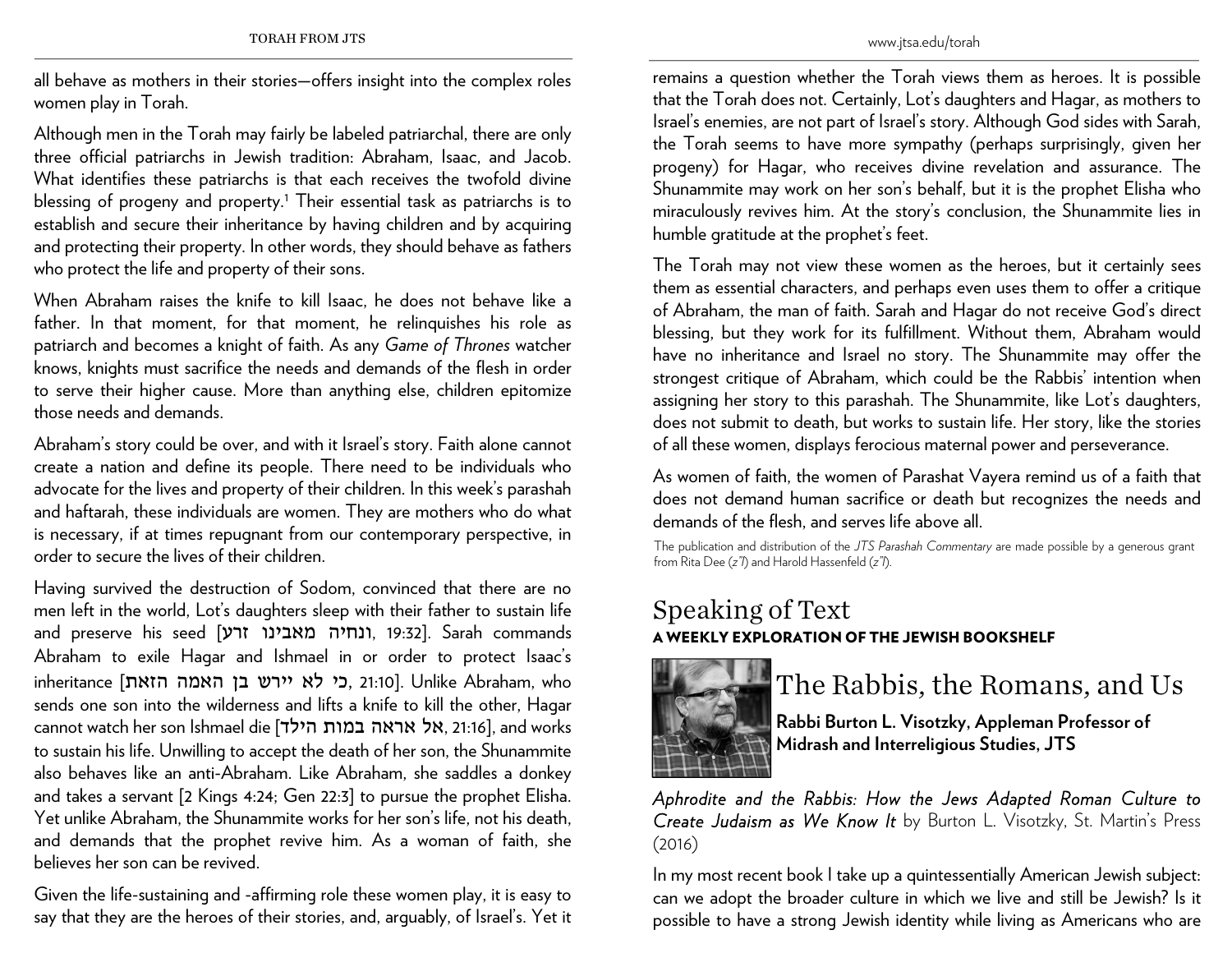all behave as mothers in their stories—offers insight into the complex roles women play in Torah.

Although men in the Torah may fairly be labeled patriarchal, there are only three official patriarchs in Jewish tradition: Abraham, Isaac, and Jacob. What identifies these patriarchs is that each receives the twofold divine blessing of progeny and property.[1] Their essential task as patriarchs is to establish and secure their inheritance by having children and by acquiring and protecting their property. In other words, they should behave as fathers who protect the life and property of their sons.

When Abraham raises the knife to kill Isaac, he does not behave like a father. In that moment, for that moment, he relinquishes his role as patriarch and becomes a knight of faith. As any *Game of Thrones* watcher knows, knights must sacrifice the needs and demands of the flesh in order to serve their higher cause. More than anything else, children epitomize those needs and demands.

Abraham's story could be over, and with it Israel's story. Faith alone cannot create a nation and define its people. There need to be individuals who advocate for the lives and property of their children. In this week's parashah and haftarah, these individuals are women. They are mothers who do what is necessary, if at times repugnant from our contemporary perspective, in order to secure the lives of their children.

Having survived the destruction of Sodom, convinced that there are no men left in the world, Lot's daughters sleep with their father to sustain life and preserve his seed [ונחיה מאבינו זרע, 19:32]. Sarah commands Abraham to exile Hagar and Ishmael in or order to protect Isaac's inheritance [כי לא יירש בן האמה הזאת, 21:10]. Unlike Abraham, who sends one son into the wilderness and lifts a knife to kill the other, Hagar cannot watch her son Ishmael die [אל אראה במות הילד, 21:16], and works to sustain his life. Unwilling to accept the death of her son, the Shunammite also behaves like an anti-Abraham. Like Abraham, she saddles a donkey and takes a servant [2 Kings 4:24; Gen 22:3] to pursue the prophet Elisha. Yet unlike Abraham, the Shunammite works for her son's life, not his death, and demands that the prophet revive him. As a woman of faith, she believes her son can be revived.

Given the life-sustaining and -affirming role these women play, it is easy to say that they are the heroes of their stories, and, arguably, of Israel's. Yet it remains a question whether the Torah views them as heroes. It is possible that the Torah does not. Certainly, Lot's daughters and Hagar, as mothers to Israel's enemies, are not part of Israel's story. Although God sides with Sarah, the Torah seems to have more sympathy (perhaps surprisingly, given her progeny) for Hagar, who receives divine revelation and assurance. The Shunammite may work on her son's behalf, but it is the prophet Elisha who miraculously revives him. At the story's conclusion, the Shunammite lies in humble gratitude at the prophet's feet.

The Torah may not view these women as the heroes, but it certainly sees them as essential characters, and perhaps even uses them to offer a critique of Abraham, the man of faith. Sarah and Hagar do not receive God's direct blessing, but they work for its fulfillment. Without them, Abraham would have no inheritance and Israel no story. The Shunammite may offer the strongest critique of Abraham, which could be the Rabbis' intention when assigning her story to this parashah. The Shunammite, like Lot's daughters, does not submit to death, but works to sustain life. Her story, like the stories of all these women, displays ferocious maternal power and perseverance.

As women of faith, the women of Parashat Vayera remind us of a faith that does not demand human sacrifice or death but recognizes the needs and demands of the flesh, and serves life above all.

The publication and distribution of the *JTS Parashah Commentary* are made possible by a generous grant from Rita Dee (*z"l*) and Harold Hassenfeld (*z"l*).

## Speaking of Text

**A WEEKLY EXPLORATION OF THE JEWISH BOOKSHELF**

### The Rabbis, the Romans, and Us

**Rabbi Burton L. Visotzky, Appleman Professor of Midrash and Interreligious Studies, JTS**

*Aphrodite and the Rabbis: How the Jews Adapted Roman Culture to Create Judaism as We Know It* by Burton L. Visotzky, St. Martin's Press (2016)

In my most recent book I take up a quintessentially American Jewish subject: can we adopt the broader culture in which we live and still be Jewish? Is it possible to have a strong Jewish identity while living as Americans who are